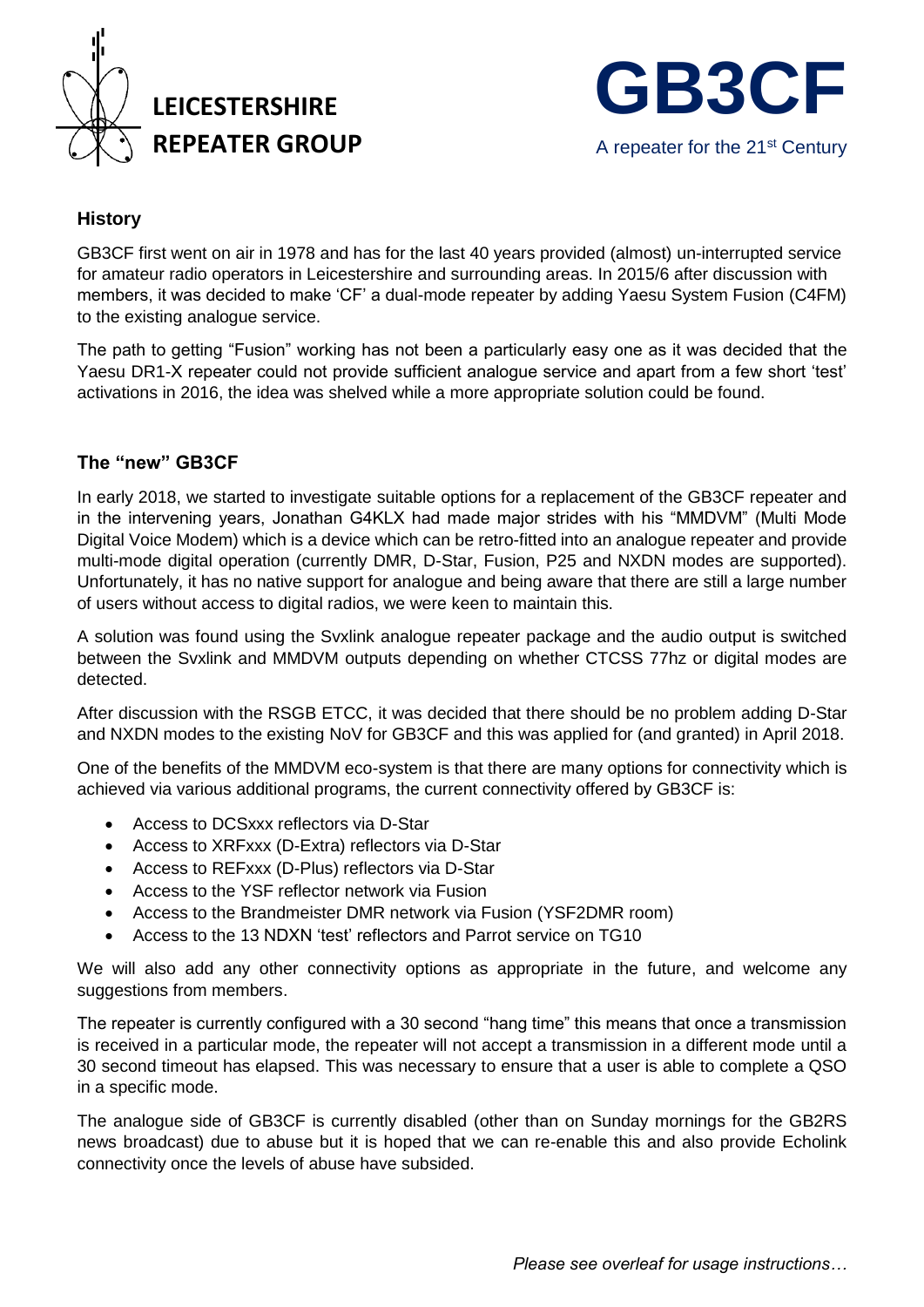**LEICESTERSHIRE REPEATER GROUP**

# GB3CF

A repeater for the 21st Century

## History

GB3CF first went on air in 1978 and has for the last 40 years provided (almost) un-interrupted service for amateur radio operators in Leicestershire and surrounding areas. In 2015/6 after discussion with members, it was decided to make 'CF' a dual-mode repeater by adding Yaesu System Fusion (C4FM) to the existing analogue service.

The path to getting "Fusion" working has not been a particularly easy one as it was decided that the Yaesu DR1-X repeater could not provide sufficient analogue service and apart from a few short 'test' activations in 2016, the idea was shelved while a more appropriate solution could be found.

## The "new" GB3CF

In early 2018, we started to investigate suitable options for a replacement of the GB3CF repeater and in the intervening years, Jonathan G4KLX had made major strides with his "MMDVM" (Multi Mode Digital Voice Modem) which is a device which can be retro-fitted into an analogue repeater and provide multi-mode digital operation (currently DMR, D-Star, Fusion, P25 and NXDN modes are supported). Unfortunately, it has no native support for analogue and being aware that there are still a large number of users without access to digital radios, we were keen to maintain this.

A solution was found using the Svxlink analogue repeater package and the audio output is switched between the Svxlink and MMDVM outputs depending on whether CTCSS 77hz or digital modes are detected.

After discussion with the RSGB ETCC, it was decided that there should be no problem adding D-Star and NXDN modes to the existing NoV for GB3CF and this was applied for (and granted) in April 2018.

One of the benefits of the MMDVM eco-system is that there are many options for connectivity which is achieved via various additional programs, the current connectivity offered by GB3CF is:

- Access to DCSxxx reflectors via D-Star
- Access to XRFxxx (D-Extra) reflectors via D-Star
- Access to REFxxx (D-Plus) reflectors via D-Star
- Access to the YSF reflector network via Fusion
- Access to the Brandmeister DMR network via Fusion (YSF2DMR room)
- Access to the 13 NDXN 'test' reflectors and Parrot service on TG10

We will also add any other connectivity options as appropriate in the future, and welcome any suggestions from members.

The repeater is currently configured with a 30 second "hang time" this means that once a transmission is received in a particular mode, the repeater will not accept a transmission in a different mode until a 30 second timeout has elapsed. This was necessary to ensure that a user is able to complete a QSO in a specific mode.

The analogue side of GB3CF is currently disabled (other than on Sunday mornings for the GB2RS news broadcast) due to abuse but it is hoped that we can re-enable this and also provide Echolink connectivity once the levels of abuse have subsided.

*Please see overleaf for usage instructions…*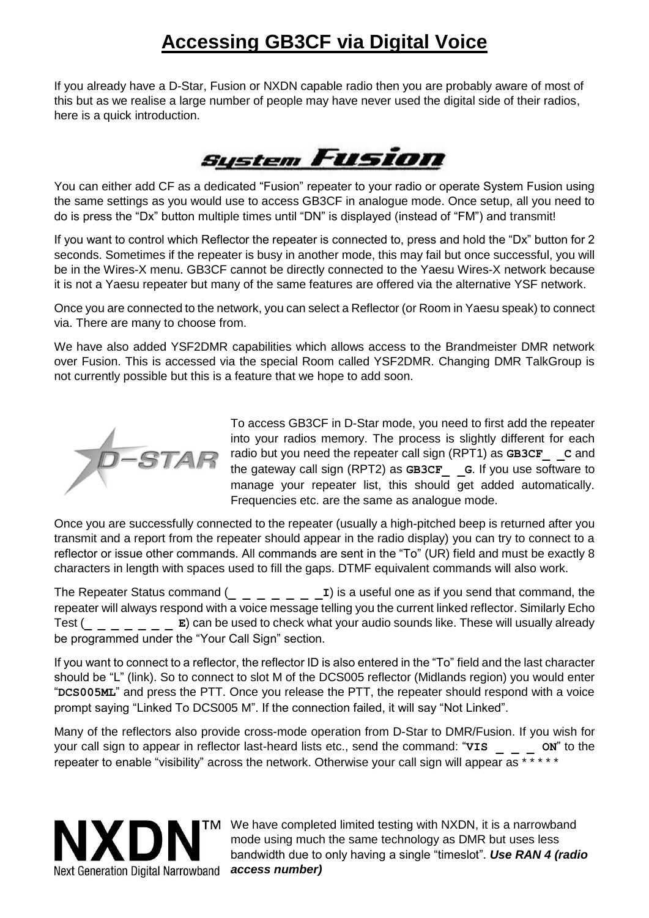# Accessing GB3CF via Digital Voice

If you already have a D-Star, Fusion or NXDN capable radio then you are probably aware of most of this but as we realise a large number of people may have never used the digital side of their radios, here is a quick introduction.

## System Fusion

You can either add CF as a dedicated "Fusion" repeater to your radio or operate System Fusion using the same settings as you would use to access GB3CF in analogue mode. Once setup, all you need to do is press the "Dx" button multiple times until "DN" is displayed (instead of "FM") and transmit!

If you want to control which Reflector the repeater is connected to, press and hold the "Dx" button for 2 seconds. Sometimes if the repeater is busy in another mode, this may fail but once successful, you will be in the Wires-X menu. GB3CF cannot be directly connected to the Yaesu Wires-X network because it is not a Yaesu repeater but many of the same features are offered via the alternative YSF network.

Once you are connected to the network, you can select a Reflector (or Room in Yaesu speak) to connect via. There are many to choose from.

We have also added YSF2DMR capabilities which allows access to the Brandmeister DMR network over Fusion. This is accessed via the special Room called YSF2DMR. Changing DMR TalkGroup is not currently possible but this is a feature that we hope to add soon.

## D-STAR

To access GB3CF in D-Star mode, you need to first add the repeater into your radios memory. The process is slightly different for each radio but you need the repeater call sign (RPT1) as **GB3CF_ _C** and the gateway call sign (RPT2) as **GB3CF_ _G**. If you use software to manage your repeater list, this should get added automatically. Frequencies etc. are the same as analogue mode.

Once you are successfully connected to the repeater (usually a high-pitched beep is returned after you transmit and a report from the repeater should appear in the radio display) you can try to connect to a reflector or issue other commands. All commands are sent in the "To" (UR) field and must be exactly 8 characters in length with spaces used to fill the gaps. DTMF equivalent commands will also work.

The Repeater Status command (**_ _ _ _ _ _ _I**) is a useful one as if you send that command, the repeater will always respond with a voice message telling you the current linked reflector. Similarly Echo Test (**_ _ _ _ _ _ _E**) can be used to check what your audio sounds like. These will usually already be programmed under the "Your Call Sign" section.

If you want to connect to a reflector, the reflector ID is also entered in the "To" field and the last character should be "L" (link). So to connect to slot M of the DCS005 reflector (Midlands region) you would enter "**DCS005ML**" and press the PTT. Once you release the PTT, the repeater should respond with a voice prompt saying "Linked To DCS005 M". If the connection failed, it will say "Not Linked".

Many of the reflectors also provide cross-mode operation from D-Star to DMR/Fusion. If you wish for your call sign to appear in reflector last-heard lists etc., send the command: "**VIS _ _ _ ON**" to the repeater to enable "visibility" across the network. Otherwise your call sign will appear as * * * * *

## NXDN™ – Next Generation Digital Narrowband

We have completed limited testing with NXDN, it is a narrowband mode using much the same technology as DMR but uses less bandwidth due to only having a single "timeslot". ***Use RAN 4 (radio access number)***